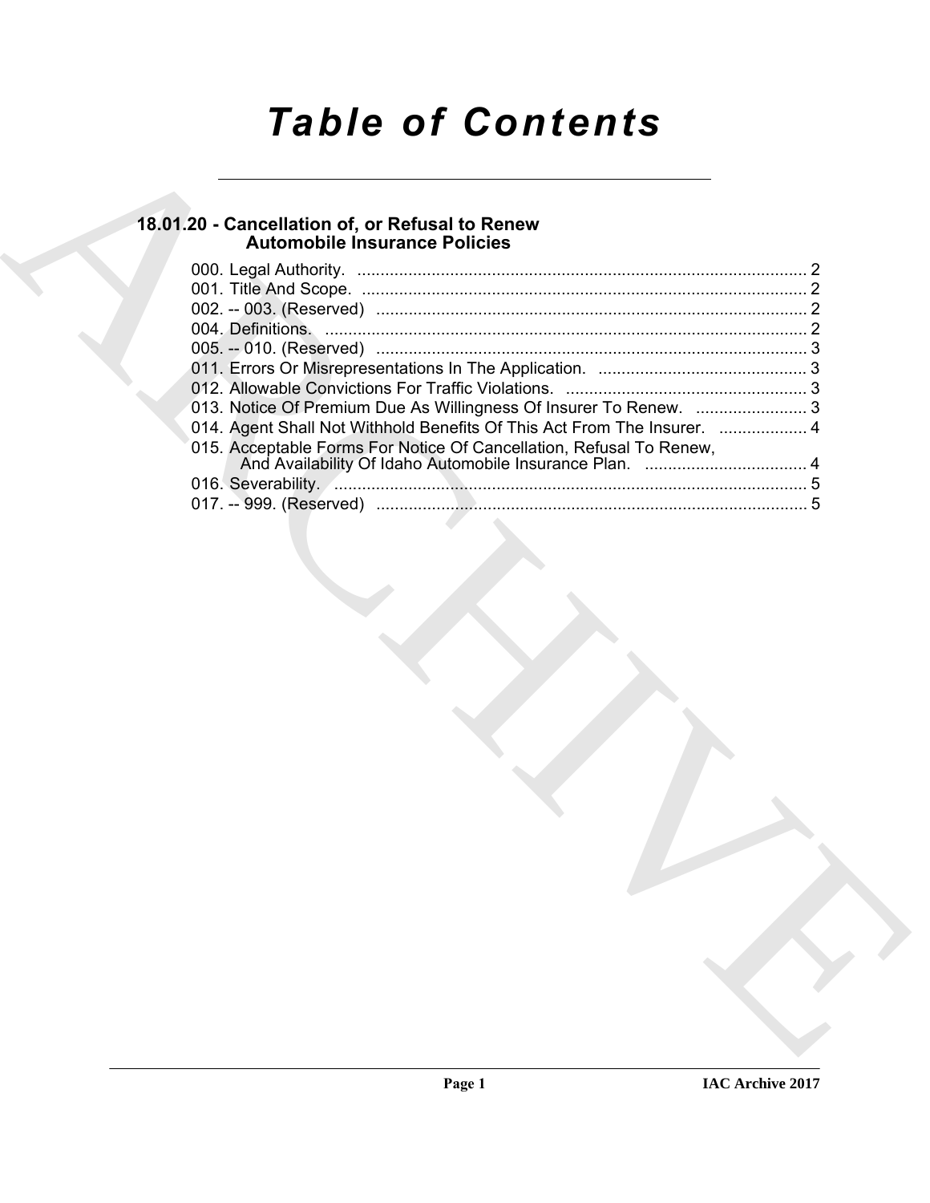# Table of Contents

## 18.01.20 - Cancellation of, or Refusal to Renew Automobile Insurance Policies

000. Legal Authority. ..... 2
001. Title And Scope. ..... 2
002. -- 003. (Reserved) ..... 2
004. Definitions. ..... 2
005. -- 010. (Reserved) ..... 3
011. Errors Or Misrepresentations In The Application. ..... 3
012. Allowable Convictions For Traffic Violations. ..... 3
013. Notice Of Premium Due As Willingness Of Insurer To Renew. ..... 3
014. Agent Shall Not Withhold Benefits Of This Act From The Insurer. ..... 4
015. Acceptable Forms For Notice Of Cancellation, Refusal To Renew, And Availability Of Idaho Automobile Insurance Plan. ..... 4
016. Severability. ..... 5
017. -- 999. (Reserved) ..... 5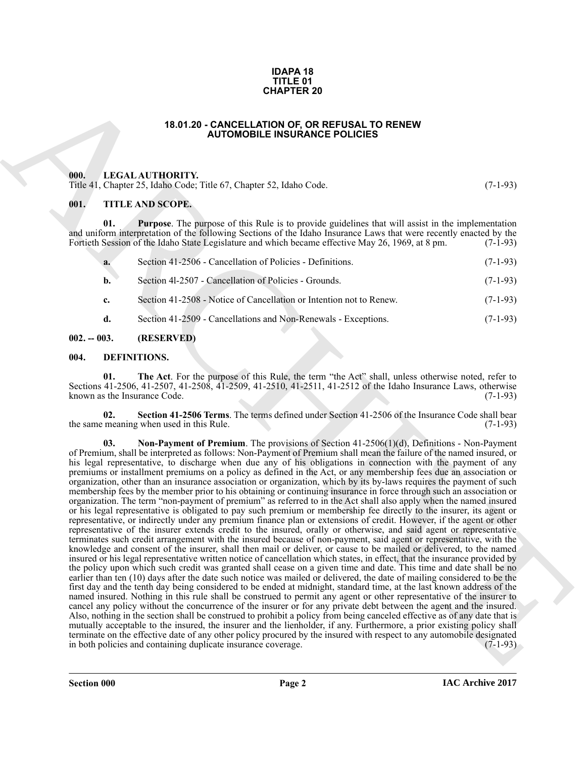**IDAPA 18**
**TITLE 01**
**CHAPTER 20**

# 18.01.20 - CANCELLATION OF, OR REFUSAL TO RENEW AUTOMOBILE INSURANCE POLICIES

## 000. LEGAL AUTHORITY.

Title 41, Chapter 25, Idaho Code; Title 67, Chapter 52, Idaho Code. (7-1-93)

## 001. TITLE AND SCOPE.

**01. Purpose**. The purpose of this Rule is to provide guidelines that will assist in the implementation and uniform interpretation of the following Sections of the Idaho Insurance Laws that were recently enacted by the Fortieth Session of the Idaho State Legislature and which became effective May 26, 1969, at 8 pm. (7-1-93)

**a.** Section 41-2506 - Cancellation of Policies - Definitions. (7-1-93)

**b.** Section 4l-2507 - Cancellation of Policies - Grounds. (7-1-93)

**c.** Section 41-2508 - Notice of Cancellation or Intention not to Renew. (7-1-93)

**d.** Section 41-2509 - Cancellations and Non-Renewals - Exceptions. (7-1-93)

## 002. -- 003. (RESERVED)

## 004. DEFINITIONS.

**01. The Act**. For the purpose of this Rule, the term "the Act" shall, unless otherwise noted, refer to Sections 41-2506, 41-2507, 41-2508, 41-2509, 41-2510, 41-2511, 41-2512 of the Idaho Insurance Laws, otherwise known as the Insurance Code. (7-1-93)

**02. Section 41-2506 Terms**. The terms defined under Section 41-2506 of the Insurance Code shall bear the same meaning when used in this Rule. (7-1-93)

**03. Non-Payment of Premium**. The provisions of Section 41-2506(1)(d), Definitions - Non-Payment of Premium, shall be interpreted as follows: Non-Payment of Premium shall mean the failure of the named insured, or his legal representative, to discharge when due any of his obligations in connection with the payment of any premiums or installment premiums on a policy as defined in the Act, or any membership fees due an association or organization, other than an insurance association or organization, which by its by-laws requires the payment of such membership fees by the member prior to his obtaining or continuing insurance in force through such an association or organization. The term "non-payment of premium" as referred to in the Act shall also apply when the named insured or his legal representative is obligated to pay such premium or membership fee directly to the insurer, its agent or representative, or indirectly under any premium finance plan or extensions of credit. However, if the agent or other representative of the insurer extends credit to the insured, orally or otherwise, and said agent or representative terminates such credit arrangement with the insured because of non-payment, said agent or representative, with the knowledge and consent of the insurer, shall then mail or deliver, or cause to be mailed or delivered, to the named insured or his legal representative written notice of cancellation which states, in effect, that the insurance provided by the policy upon which such credit was granted shall cease on a given time and date. This time and date shall be no earlier than ten (10) days after the date such notice was mailed or delivered, the date of mailing considered to be the first day and the tenth day being considered to be ended at midnight, standard time, at the last known address of the named insured. Nothing in this rule shall be construed to permit any agent or other representative of the insurer to cancel any policy without the concurrence of the insurer or for any private debt between the agent and the insured. Also, nothing in the section shall be construed to prohibit a policy from being canceled effective as of any date that is mutually acceptable to the insured, the insurer and the lienholder, if any. Furthermore, a prior existing policy shall terminate on the effective date of any other policy procured by the insured with respect to any automobile designated in both policies and containing duplicate insurance coverage. (7-1-93)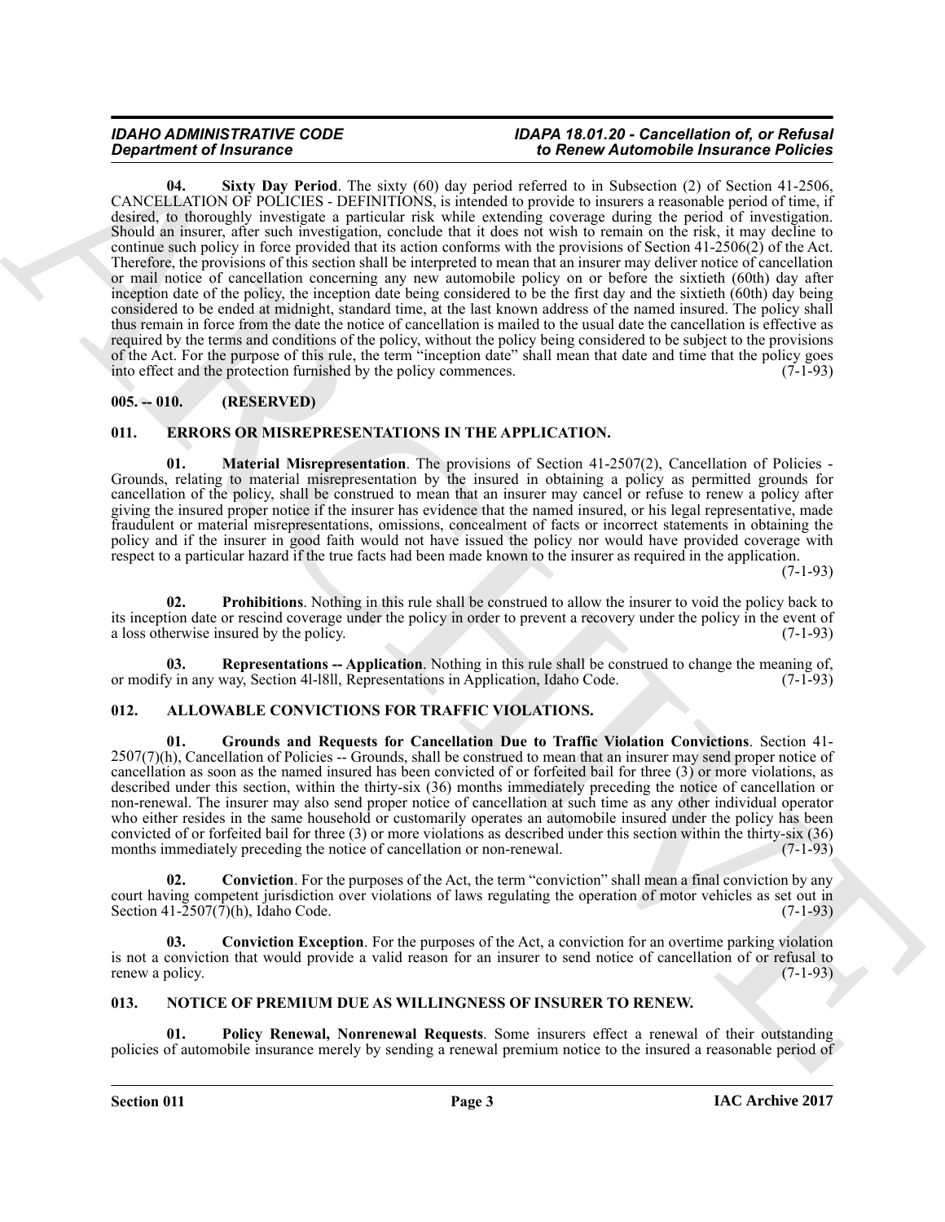**04. Sixty Day Period**. The sixty (60) day period referred to in Subsection (2) of Section 41-2506, CANCELLATION OF POLICIES - DEFINITIONS, is intended to provide to insurers a reasonable period of time, if desired, to thoroughly investigate a particular risk while extending coverage during the period of investigation. Should an insurer, after such investigation, conclude that it does not wish to remain on the risk, it may decline to continue such policy in force provided that its action conforms with the provisions of Section 41-2506(2) of the Act. Therefore, the provisions of this section shall be interpreted to mean that an insurer may deliver notice of cancellation or mail notice of cancellation concerning any new automobile policy on or before the sixtieth (60th) day after inception date of the policy, the inception date being considered to be the first day and the sixtieth (60th) day being considered to be ended at midnight, standard time, at the last known address of the named insured. The policy shall thus remain in force from the date the notice of cancellation is mailed to the usual date the cancellation is effective as required by the terms and conditions of the policy, without the policy being considered to be subject to the provisions of the Act. For the purpose of this rule, the term "inception date" shall mean that date and time that the policy goes into effect and the protection furnished by the policy commences. (7-1-93)

## 005. -- 010. (RESERVED)

## 011. ERRORS OR MISREPRESENTATIONS IN THE APPLICATION.

**01. Material Misrepresentation**. The provisions of Section 41-2507(2), Cancellation of Policies - Grounds, relating to material misrepresentation by the insured in obtaining a policy as permitted grounds for cancellation of the policy, shall be construed to mean that an insurer may cancel or refuse to renew a policy after giving the insured proper notice if the insurer has evidence that the named insured, or his legal representative, made fraudulent or material misrepresentations, omissions, concealment of facts or incorrect statements in obtaining the policy and if the insurer in good faith would not have issued the policy nor would have provided coverage with respect to a particular hazard if the true facts had been made known to the insurer as required in the application. (7-1-93)

**02. Prohibitions**. Nothing in this rule shall be construed to allow the insurer to void the policy back to its inception date or rescind coverage under the policy in order to prevent a recovery under the policy in the event of a loss otherwise insured by the policy. (7-1-93)

**03. Representations -- Application**. Nothing in this rule shall be construed to change the meaning of, or modify in any way, Section 4l-l8ll, Representations in Application, Idaho Code. (7-1-93)

## 012. ALLOWABLE CONVICTIONS FOR TRAFFIC VIOLATIONS.

**01. Grounds and Requests for Cancellation Due to Traffic Violation Convictions**. Section 41-2507(7)(h), Cancellation of Policies -- Grounds, shall be construed to mean that an insurer may send proper notice of cancellation as soon as the named insured has been convicted of or forfeited bail for three (3) or more violations, as described under this section, within the thirty-six (36) months immediately preceding the notice of cancellation or non-renewal. The insurer may also send proper notice of cancellation at such time as any other individual operator who either resides in the same household or customarily operates an automobile insured under the policy has been convicted of or forfeited bail for three (3) or more violations as described under this section within the thirty-six (36) months immediately preceding the notice of cancellation or non-renewal. (7-1-93)

**02. Conviction**. For the purposes of the Act, the term "conviction" shall mean a final conviction by any court having competent jurisdiction over violations of laws regulating the operation of motor vehicles as set out in Section 41-2507(7)(h), Idaho Code. (7-1-93)

**03. Conviction Exception**. For the purposes of the Act, a conviction for an overtime parking violation is not a conviction that would provide a valid reason for an insurer to send notice of cancellation of or refusal to renew a policy. (7-1-93)

## 013. NOTICE OF PREMIUM DUE AS WILLINGNESS OF INSURER TO RENEW.

**01. Policy Renewal, Nonrenewal Requests**. Some insurers effect a renewal of their outstanding policies of automobile insurance merely by sending a renewal premium notice to the insured a reasonable period of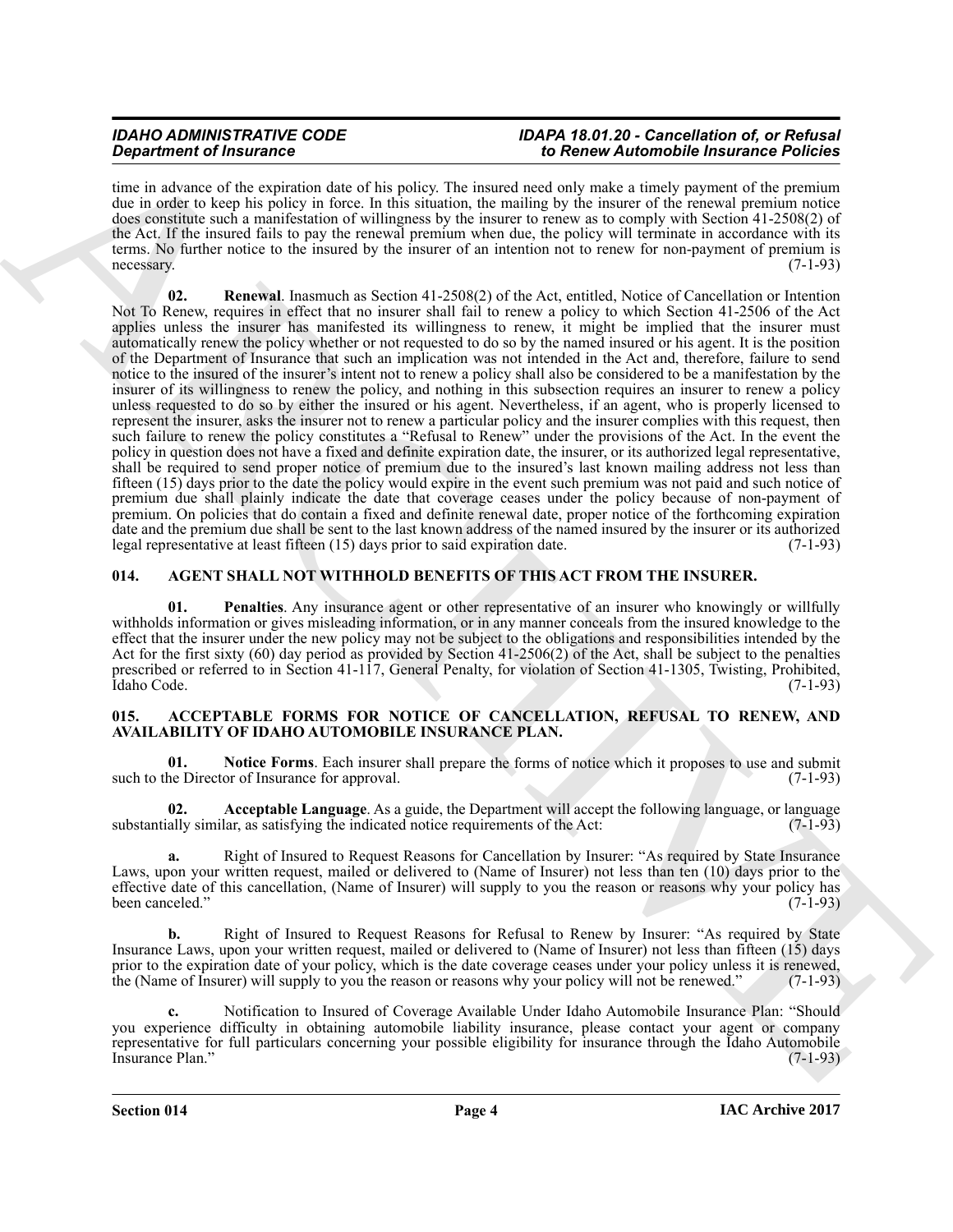time in advance of the expiration date of his policy. The insured need only make a timely payment of the premium due in order to keep his policy in force. In this situation, the mailing by the insurer of the renewal premium notice does constitute such a manifestation of willingness by the insurer to renew as to comply with Section 41-2508(2) of the Act. If the insured fails to pay the renewal premium when due, the policy will terminate in accordance with its terms. No further notice to the insured by the insurer of an intention not to renew for non-payment of premium is necessary. (7-1-93)

**02. Renewal**. Inasmuch as Section 41-2508(2) of the Act, entitled, Notice of Cancellation or Intention Not To Renew, requires in effect that no insurer shall fail to renew a policy to which Section 41-2506 of the Act applies unless the insurer has manifested its willingness to renew, it might be implied that the insurer must automatically renew the policy whether or not requested to do so by the named insured or his agent. It is the position of the Department of Insurance that such an implication was not intended in the Act and, therefore, failure to send notice to the insured of the insurer's intent not to renew a policy shall also be considered to be a manifestation by the insurer of its willingness to renew the policy, and nothing in this subsection requires an insurer to renew a policy unless requested to do so by either the insured or his agent. Nevertheless, if an agent, who is properly licensed to represent the insurer, asks the insurer not to renew a particular policy and the insurer complies with this request, then such failure to renew the policy constitutes a "Refusal to Renew" under the provisions of the Act. In the event the policy in question does not have a fixed and definite expiration date, the insurer, or its authorized legal representative, shall be required to send proper notice of premium due to the insured's last known mailing address not less than fifteen (15) days prior to the date the policy would expire in the event such premium was not paid and such notice of premium due shall plainly indicate the date that coverage ceases under the policy because of non-payment of premium. On policies that do contain a fixed and definite renewal date, proper notice of the forthcoming expiration date and the premium due shall be sent to the last known address of the named insured by the insurer or its authorized legal representative at least fifteen (15) days prior to said expiration date. (7-1-93)

## 014. AGENT SHALL NOT WITHHOLD BENEFITS OF THIS ACT FROM THE INSURER.

**01. Penalties**. Any insurance agent or other representative of an insurer who knowingly or willfully withholds information or gives misleading information, or in any manner conceals from the insured knowledge to the effect that the insurer under the new policy may not be subject to the obligations and responsibilities intended by the Act for the first sixty (60) day period as provided by Section 41-2506(2) of the Act, shall be subject to the penalties prescribed or referred to in Section 41-117, General Penalty, for violation of Section 41-1305, Twisting, Prohibited, Idaho Code. (7-1-93)

## 015. ACCEPTABLE FORMS FOR NOTICE OF CANCELLATION, REFUSAL TO RENEW, AND AVAILABILITY OF IDAHO AUTOMOBILE INSURANCE PLAN.

**01. Notice Forms**. Each insurer shall prepare the forms of notice which it proposes to use and submit such to the Director of Insurance for approval. (7-1-93)

**02. Acceptable Language**. As a guide, the Department will accept the following language, or language substantially similar, as satisfying the indicated notice requirements of the Act: (7-1-93)

**a.** Right of Insured to Request Reasons for Cancellation by Insurer: "As required by State Insurance Laws, upon your written request, mailed or delivered to (Name of Insurer) not less than ten (10) days prior to the effective date of this cancellation, (Name of Insurer) will supply to you the reason or reasons why your policy has been canceled." (7-1-93)

**b.** Right of Insured to Request Reasons for Refusal to Renew by Insurer: "As required by State Insurance Laws, upon your written request, mailed or delivered to (Name of Insurer) not less than fifteen (15) days prior to the expiration date of your policy, which is the date coverage ceases under your policy unless it is renewed, the (Name of Insurer) will supply to you the reason or reasons why your policy will not be renewed." (7-1-93)

**c.** Notification to Insured of Coverage Available Under Idaho Automobile Insurance Plan: "Should you experience difficulty in obtaining automobile liability insurance, please contact your agent or company representative for full particulars concerning your possible eligibility for insurance through the Idaho Automobile Insurance Plan." (7-1-93)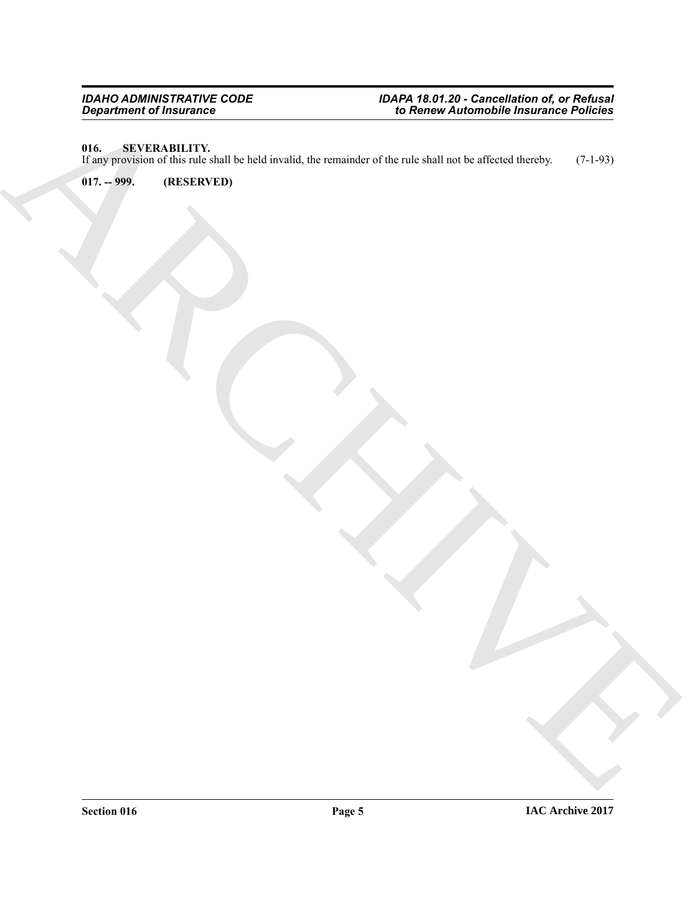**016. SEVERABILITY.**

If any provision of this rule shall be held invalid, the remainder of the rule shall not be affected thereby. (7-1-93)

**017. -- 999. (RESERVED)**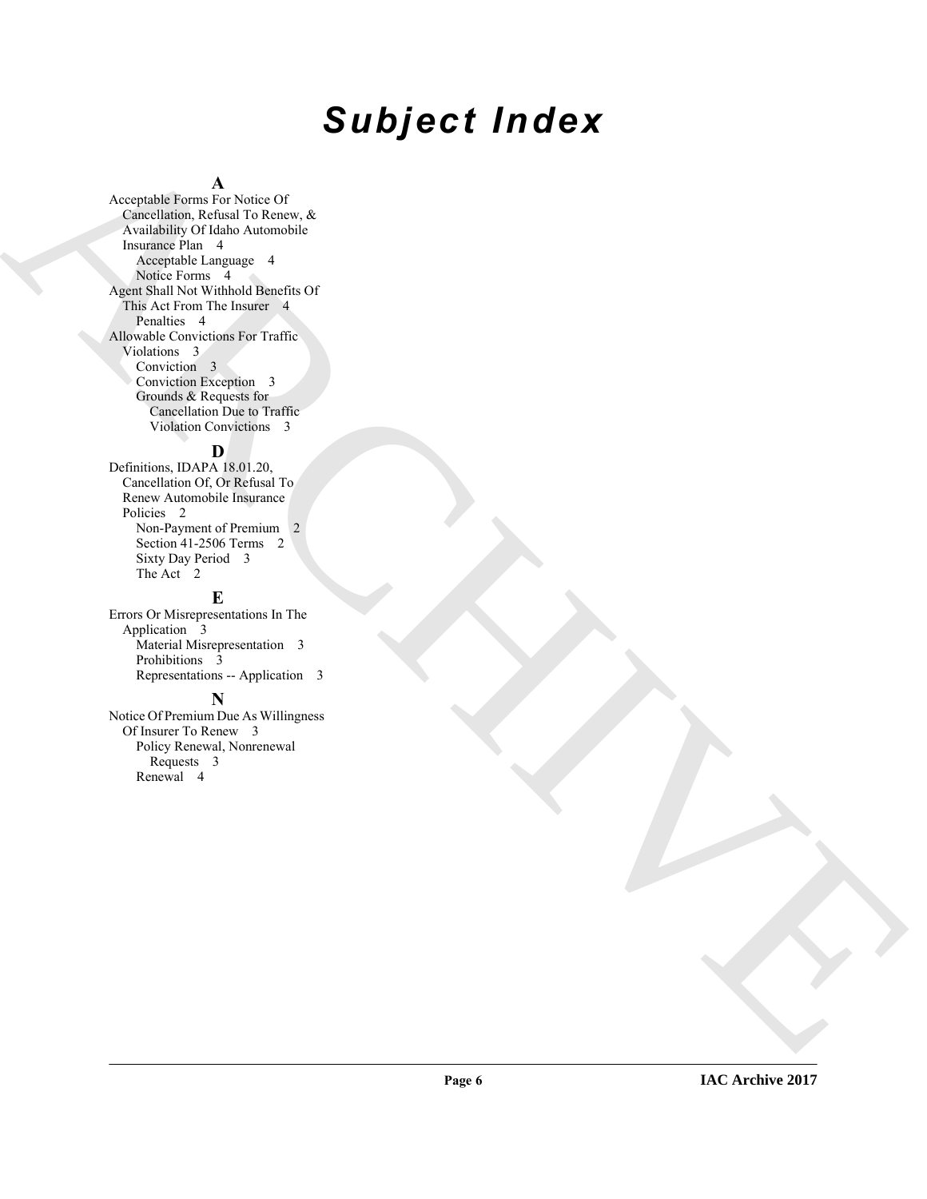# Subject Index

## A

Acceptable Forms For Notice Of Cancellation, Refusal To Renew, & Availability Of Idaho Automobile Insurance Plan 4
- Acceptable Language 4
- Notice Forms 4

Agent Shall Not Withhold Benefits Of This Act From The Insurer 4
- Penalties 4

Allowable Convictions For Traffic Violations 3
- Conviction 3
- Conviction Exception 3
- Grounds & Requests for Cancellation Due to Traffic Violation Convictions 3

## D

Definitions, IDAPA 18.01.20, Cancellation Of, Or Refusal To Renew Automobile Insurance Policies 2
- Non-Payment of Premium 2
- Section 41-2506 Terms 2
- Sixty Day Period 3
- The Act 2

## E

Errors Or Misrepresentations In The Application 3
- Material Misrepresentation 3
- Prohibitions 3
- Representations -- Application 3

## N

Notice Of Premium Due As Willingness Of Insurer To Renew 3
- Policy Renewal, Nonrenewal Requests 3
- Renewal 4